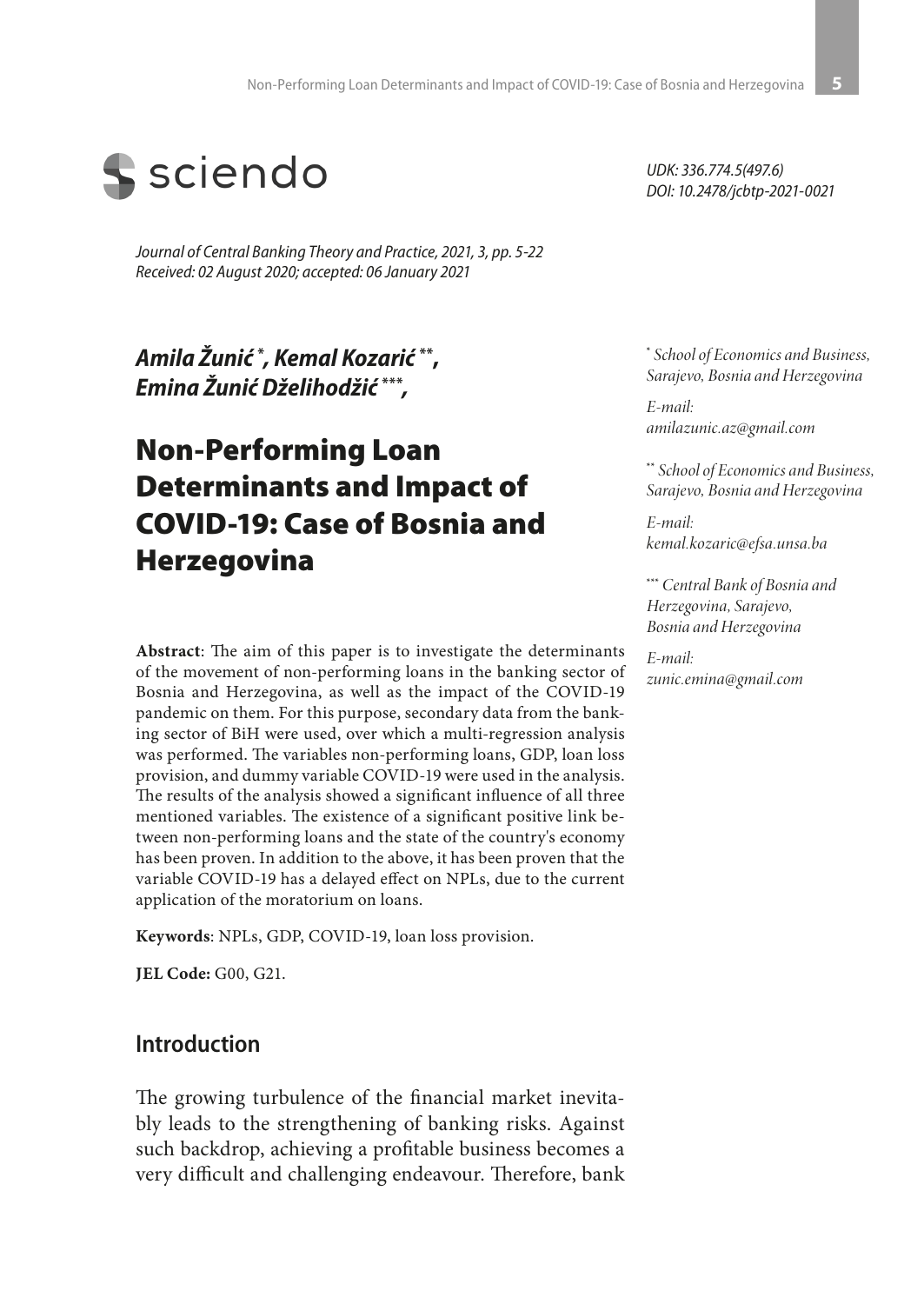UDK: 336.774.5(497.6)
DOI: 10.2478/jcbtp-2021-0021

*Journal of Central Banking Theory and Practice, 2021, 3, pp. 5-22*
*Received: 02 August 2020; accepted: 06 January 2021*

***Amila Žunić*** [*]***, Kemal Kozarić*** [**]***, Emina Žunić Dželihodžić*** [***]

[*] *School of Economics and Business, Sarajevo, Bosnia and Herzegovina*

*E-mail: amilazunic.az@gmail.com*

[**] *School of Economics and Business, Sarajevo, Bosnia and Herzegovina*

*E-mail: kemal.kozaric@efsa.unsa.ba*

[***] *Central Bank of Bosnia and Herzegovina, Sarajevo, Bosnia and Herzegovina*

*E-mail: zunic.emina@gmail.com*

# Non-Performing Loan Determinants and Impact of COVID-19: Case of Bosnia and Herzegovina

**Abstract**: The aim of this paper is to investigate the determinants of the movement of non-performing loans in the banking sector of Bosnia and Herzegovina, as well as the impact of the COVID-19 pandemic on them. For this purpose, secondary data from the banking sector of BiH were used, over which a multi-regression analysis was performed. The variables non-performing loans, GDP, loan loss provision, and dummy variable COVID-19 were used in the analysis. The results of the analysis showed a significant influence of all three mentioned variables. The existence of a significant positive link between non-performing loans and the state of the country's economy has been proven. In addition to the above, it has been proven that the variable COVID-19 has a delayed effect on NPLs, due to the current application of the moratorium on loans.

**Keywords**: NPLs, GDP, COVID-19, loan loss provision.

**JEL Code:** G00, G21.

## Introduction

The growing turbulence of the financial market inevitably leads to the strengthening of banking risks. Against such backdrop, achieving a profitable business becomes a very difficult and challenging endeavour. Therefore, bank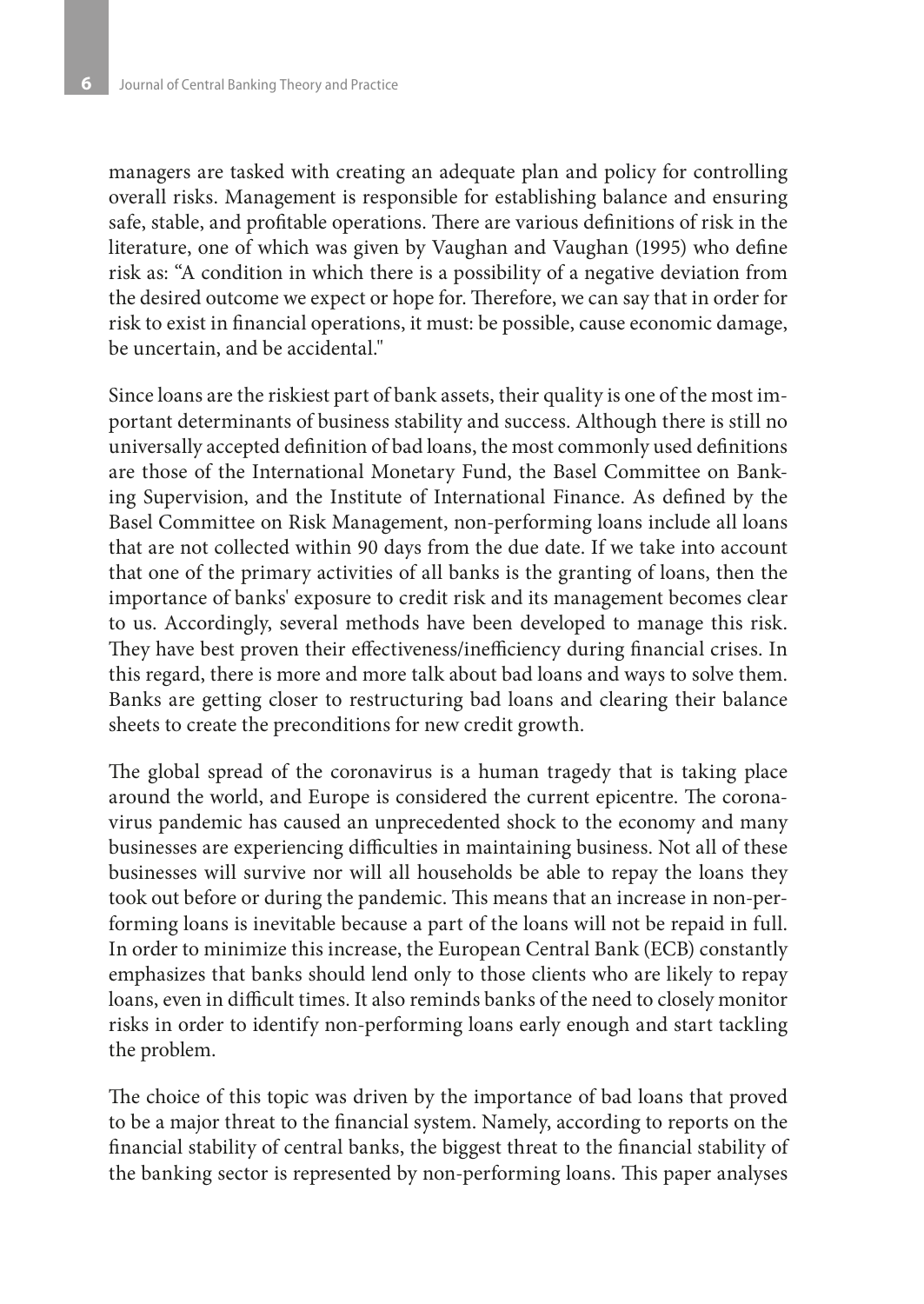managers are tasked with creating an adequate plan and policy for controlling overall risks. Management is responsible for establishing balance and ensuring safe, stable, and profitable operations. There are various definitions of risk in the literature, one of which was given by Vaughan and Vaughan (1995) who define risk as: "A condition in which there is a possibility of a negative deviation from the desired outcome we expect or hope for. Therefore, we can say that in order for risk to exist in financial operations, it must: be possible, cause economic damage, be uncertain, and be accidental."

Since loans are the riskiest part of bank assets, their quality is one of the most important determinants of business stability and success. Although there is still no universally accepted definition of bad loans, the most commonly used definitions are those of the International Monetary Fund, the Basel Committee on Banking Supervision, and the Institute of International Finance. As defined by the Basel Committee on Risk Management, non-performing loans include all loans that are not collected within 90 days from the due date. If we take into account that one of the primary activities of all banks is the granting of loans, then the importance of banks' exposure to credit risk and its management becomes clear to us. Accordingly, several methods have been developed to manage this risk. They have best proven their effectiveness/inefficiency during financial crises. In this regard, there is more and more talk about bad loans and ways to solve them. Banks are getting closer to restructuring bad loans and clearing their balance sheets to create the preconditions for new credit growth.

The global spread of the coronavirus is a human tragedy that is taking place around the world, and Europe is considered the current epicentre. The coronavirus pandemic has caused an unprecedented shock to the economy and many businesses are experiencing difficulties in maintaining business. Not all of these businesses will survive nor will all households be able to repay the loans they took out before or during the pandemic. This means that an increase in non-performing loans is inevitable because a part of the loans will not be repaid in full. In order to minimize this increase, the European Central Bank (ECB) constantly emphasizes that banks should lend only to those clients who are likely to repay loans, even in difficult times. It also reminds banks of the need to closely monitor risks in order to identify non-performing loans early enough and start tackling the problem.

The choice of this topic was driven by the importance of bad loans that proved to be a major threat to the financial system. Namely, according to reports on the financial stability of central banks, the biggest threat to the financial stability of the banking sector is represented by non-performing loans. This paper analyses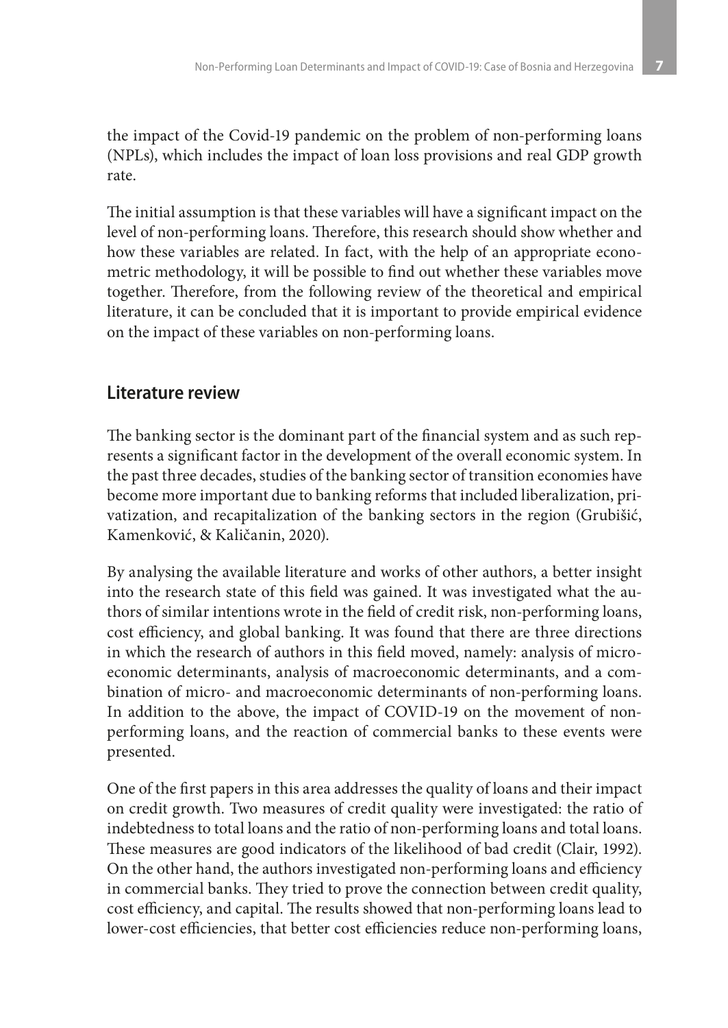the impact of the Covid-19 pandemic on the problem of non-performing loans (NPLs), which includes the impact of loan loss provisions and real GDP growth rate.

The initial assumption is that these variables will have a significant impact on the level of non-performing loans. Therefore, this research should show whether and how these variables are related. In fact, with the help of an appropriate econometric methodology, it will be possible to find out whether these variables move together. Therefore, from the following review of the theoretical and empirical literature, it can be concluded that it is important to provide empirical evidence on the impact of these variables on non-performing loans.

## Literature review

The banking sector is the dominant part of the financial system and as such represents a significant factor in the development of the overall economic system. In the past three decades, studies of the banking sector of transition economies have become more important due to banking reforms that included liberalization, privatization, and recapitalization of the banking sectors in the region (Grubišić, Kamenković, & Kaličanin, 2020).

By analysing the available literature and works of other authors, a better insight into the research state of this field was gained. It was investigated what the authors of similar intentions wrote in the field of credit risk, non-performing loans, cost efficiency, and global banking. It was found that there are three directions in which the research of authors in this field moved, namely: analysis of microeconomic determinants, analysis of macroeconomic determinants, and a combination of micro- and macroeconomic determinants of non-performing loans. In addition to the above, the impact of COVID-19 on the movement of non-performing loans, and the reaction of commercial banks to these events were presented.

One of the first papers in this area addresses the quality of loans and their impact on credit growth. Two measures of credit quality were investigated: the ratio of indebtedness to total loans and the ratio of non-performing loans and total loans. These measures are good indicators of the likelihood of bad credit (Clair, 1992). On the other hand, the authors investigated non-performing loans and efficiency in commercial banks. They tried to prove the connection between credit quality, cost efficiency, and capital. The results showed that non-performing loans lead to lower-cost efficiencies, that better cost efficiencies reduce non-performing loans,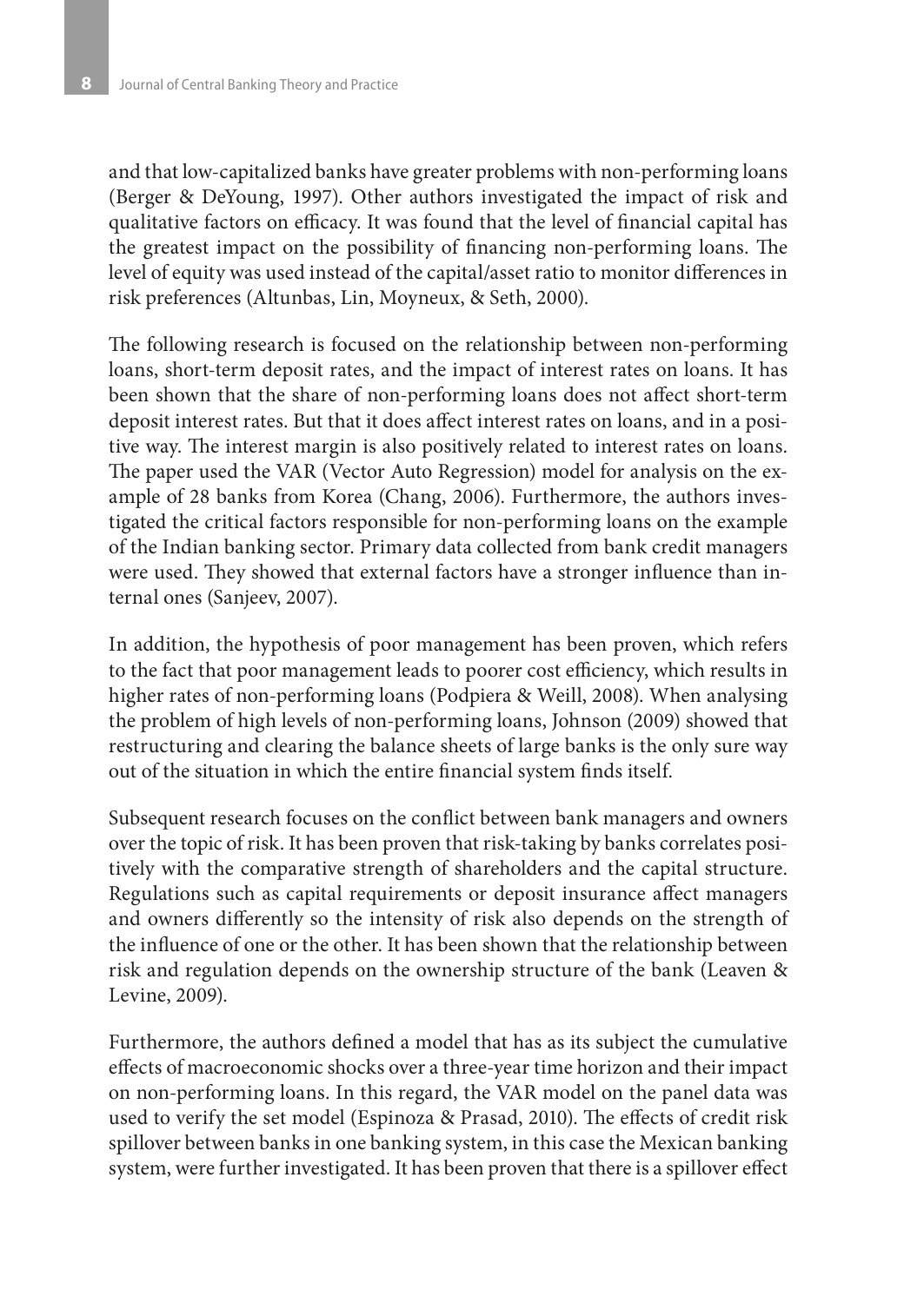and that low-capitalized banks have greater problems with non-performing loans (Berger & DeYoung, 1997). Other authors investigated the impact of risk and qualitative factors on efficacy. It was found that the level of financial capital has the greatest impact on the possibility of financing non-performing loans. The level of equity was used instead of the capital/asset ratio to monitor differences in risk preferences (Altunbas, Lin, Moyneux, & Seth, 2000).

The following research is focused on the relationship between non-performing loans, short-term deposit rates, and the impact of interest rates on loans. It has been shown that the share of non-performing loans does not affect short-term deposit interest rates. But that it does affect interest rates on loans, and in a positive way. The interest margin is also positively related to interest rates on loans. The paper used the VAR (Vector Auto Regression) model for analysis on the example of 28 banks from Korea (Chang, 2006). Furthermore, the authors investigated the critical factors responsible for non-performing loans on the example of the Indian banking sector. Primary data collected from bank credit managers were used. They showed that external factors have a stronger influence than internal ones (Sanjeev, 2007).

In addition, the hypothesis of poor management has been proven, which refers to the fact that poor management leads to poorer cost efficiency, which results in higher rates of non-performing loans (Podpiera & Weill, 2008). When analysing the problem of high levels of non-performing loans, Johnson (2009) showed that restructuring and clearing the balance sheets of large banks is the only sure way out of the situation in which the entire financial system finds itself.

Subsequent research focuses on the conflict between bank managers and owners over the topic of risk. It has been proven that risk-taking by banks correlates positively with the comparative strength of shareholders and the capital structure. Regulations such as capital requirements or deposit insurance affect managers and owners differently so the intensity of risk also depends on the strength of the influence of one or the other. It has been shown that the relationship between risk and regulation depends on the ownership structure of the bank (Leaven & Levine, 2009).

Furthermore, the authors defined a model that has as its subject the cumulative effects of macroeconomic shocks over a three-year time horizon and their impact on non-performing loans. In this regard, the VAR model on the panel data was used to verify the set model (Espinoza & Prasad, 2010). The effects of credit risk spillover between banks in one banking system, in this case the Mexican banking system, were further investigated. It has been proven that there is a spillover effect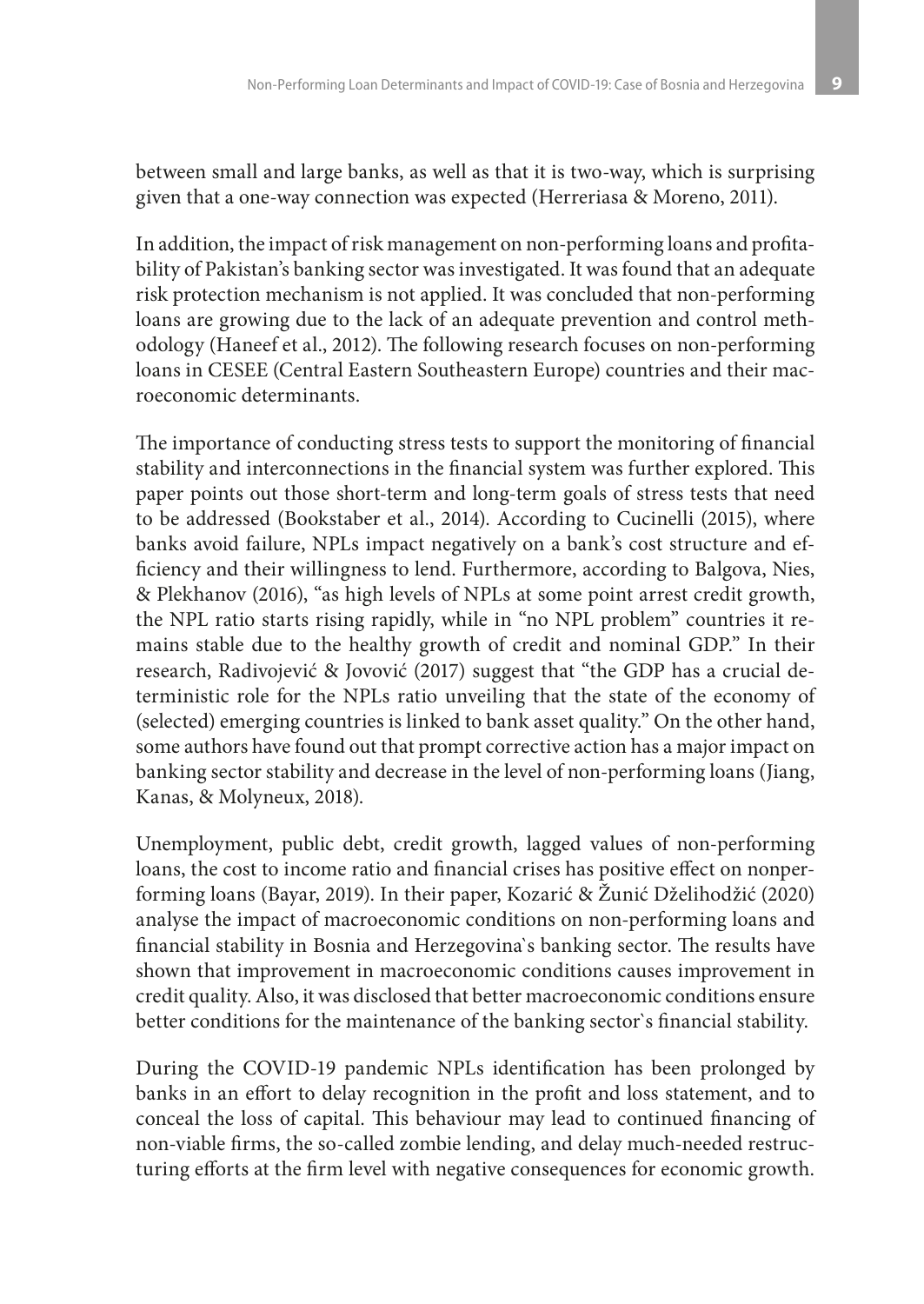between small and large banks, as well as that it is two-way, which is surprising given that a one-way connection was expected (Herreriasa & Moreno, 2011).

In addition, the impact of risk management on non-performing loans and profitability of Pakistan's banking sector was investigated. It was found that an adequate risk protection mechanism is not applied. It was concluded that non-performing loans are growing due to the lack of an adequate prevention and control methodology (Haneef et al., 2012). The following research focuses on non-performing loans in CESEE (Central Eastern Southeastern Europe) countries and their macroeconomic determinants.

The importance of conducting stress tests to support the monitoring of financial stability and interconnections in the financial system was further explored. This paper points out those short-term and long-term goals of stress tests that need to be addressed (Bookstaber et al., 2014). According to Cucinelli (2015), where banks avoid failure, NPLs impact negatively on a bank's cost structure and efficiency and their willingness to lend. Furthermore, according to Balgova, Nies, & Plekhanov (2016), "as high levels of NPLs at some point arrest credit growth, the NPL ratio starts rising rapidly, while in "no NPL problem" countries it remains stable due to the healthy growth of credit and nominal GDP." In their research, Radivojević & Jovović (2017) suggest that "the GDP has a crucial deterministic role for the NPLs ratio unveiling that the state of the economy of (selected) emerging countries is linked to bank asset quality." On the other hand, some authors have found out that prompt corrective action has a major impact on banking sector stability and decrease in the level of non-performing loans (Jiang, Kanas, & Molyneux, 2018).

Unemployment, public debt, credit growth, lagged values of non-performing loans, the cost to income ratio and financial crises has positive effect on nonperforming loans (Bayar, 2019). In their paper, Kozarić & Žunić Dželihodžić (2020) analyse the impact of macroeconomic conditions on non-performing loans and financial stability in Bosnia and Herzegovina`s banking sector. The results have shown that improvement in macroeconomic conditions causes improvement in credit quality. Also, it was disclosed that better macroeconomic conditions ensure better conditions for the maintenance of the banking sector`s financial stability.

During the COVID-19 pandemic NPLs identification has been prolonged by banks in an effort to delay recognition in the profit and loss statement, and to conceal the loss of capital. This behaviour may lead to continued financing of non-viable firms, the so-called zombie lending, and delay much-needed restructuring efforts at the firm level with negative consequences for economic growth.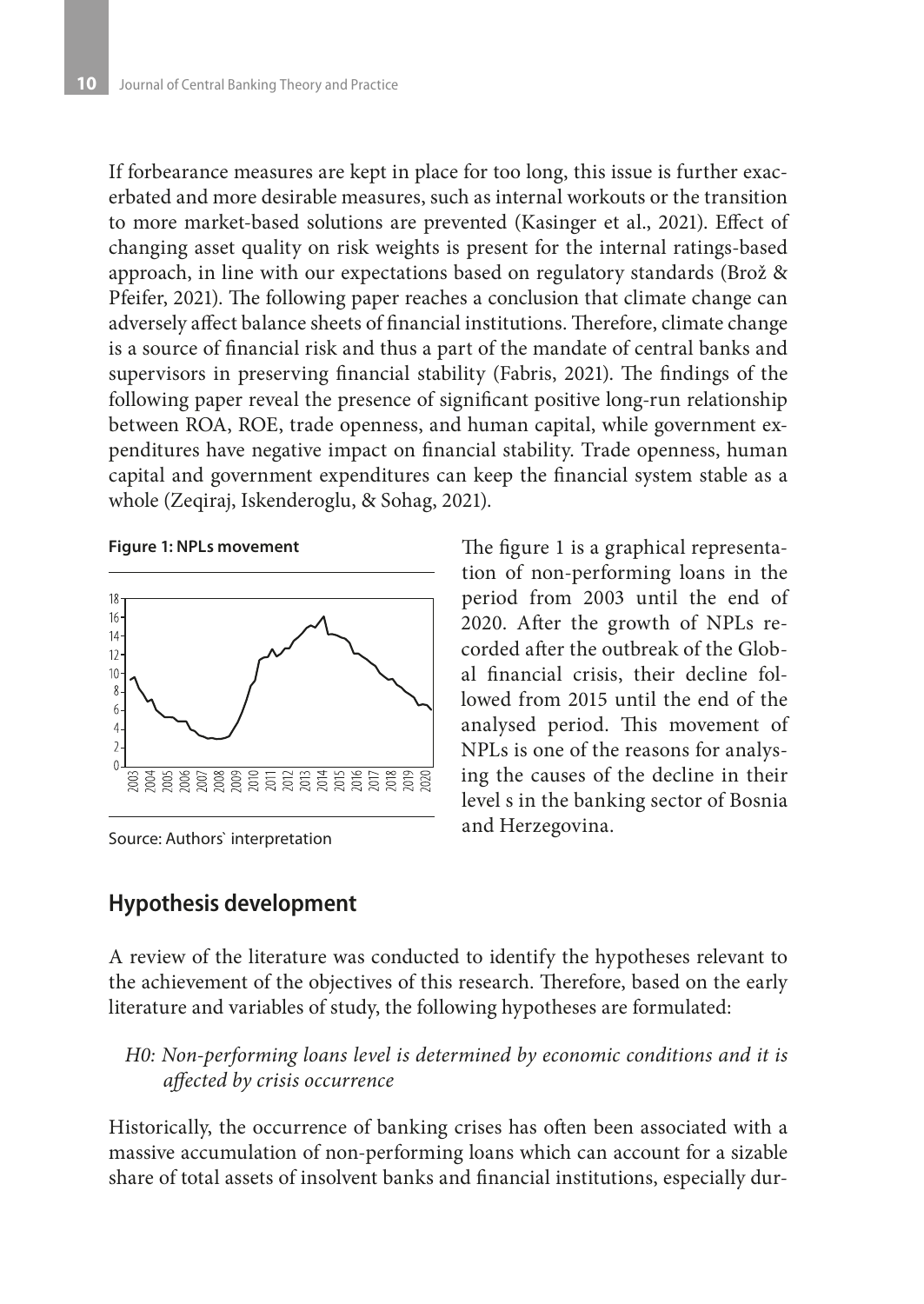If forbearance measures are kept in place for too long, this issue is further exacerbated and more desirable measures, such as internal workouts or the transition to more market-based solutions are prevented (Kasinger et al., 2021). Effect of changing asset quality on risk weights is present for the internal ratings-based approach, in line with our expectations based on regulatory standards (Brož & Pfeifer, 2021). The following paper reaches a conclusion that climate change can adversely affect balance sheets of financial institutions. Therefore, climate change is a source of financial risk and thus a part of the mandate of central banks and supervisors in preserving financial stability (Fabris, 2021). The findings of the following paper reveal the presence of significant positive long-run relationship between ROA, ROE, trade openness, and human capital, while government expenditures have negative impact on financial stability. Trade openness, human capital and government expenditures can keep the financial system stable as a whole (Zeqiraj, Iskenderoglu, & Sohag, 2021).

**Figure 1: NPLs movement**

Source: Authors` interpretation

The figure 1 is a graphical representation of non-performing loans in the period from 2003 until the end of 2020. After the growth of NPLs recorded after the outbreak of the Global financial crisis, their decline followed from 2015 until the end of the analysed period. This movement of NPLs is one of the reasons for analysing the causes of the decline in their level s in the banking sector of Bosnia and Herzegovina.

## Hypothesis development

A review of the literature was conducted to identify the hypotheses relevant to the achievement of the objectives of this research. Therefore, based on the early literature and variables of study, the following hypotheses are formulated:

*H0: Non-performing loans level is determined by economic conditions and it is affected by crisis occurrence*

Historically, the occurrence of banking crises has often been associated with a massive accumulation of non-performing loans which can account for a sizable share of total assets of insolvent banks and financial institutions, especially dur-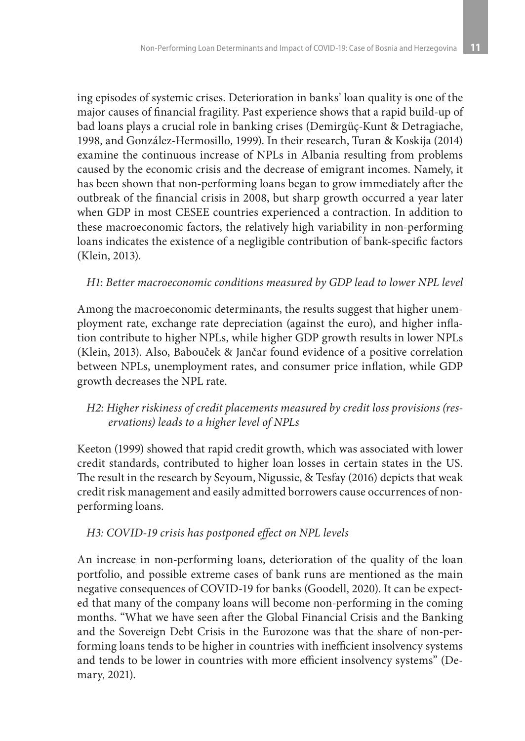ing episodes of systemic crises. Deterioration in banks' loan quality is one of the major causes of financial fragility. Past experience shows that a rapid build-up of bad loans plays a crucial role in banking crises (Demirgüç-Kunt & Detragiache, 1998, and González-Hermosillo, 1999). In their research, Turan & Koskija (2014) examine the continuous increase of NPLs in Albania resulting from problems caused by the economic crisis and the decrease of emigrant incomes. Namely, it has been shown that non-performing loans began to grow immediately after the outbreak of the financial crisis in 2008, but sharp growth occurred a year later when GDP in most CESEE countries experienced a contraction. In addition to these macroeconomic factors, the relatively high variability in non-performing loans indicates the existence of a negligible contribution of bank-specific factors (Klein, 2013).

*H1: Better macroeconomic conditions measured by GDP lead to lower NPL level*

Among the macroeconomic determinants, the results suggest that higher unemployment rate, exchange rate depreciation (against the euro), and higher inflation contribute to higher NPLs, while higher GDP growth results in lower NPLs (Klein, 2013). Also, Babouček & Jančar found evidence of a positive correlation between NPLs, unemployment rates, and consumer price inflation, while GDP growth decreases the NPL rate.

*H2: Higher riskiness of credit placements measured by credit loss provisions (reservations) leads to a higher level of NPLs*

Keeton (1999) showed that rapid credit growth, which was associated with lower credit standards, contributed to higher loan losses in certain states in the US. The result in the research by Seyoum, Nigussie, & Tesfay (2016) depicts that weak credit risk management and easily admitted borrowers cause occurrences of non-performing loans.

*H3: COVID-19 crisis has postponed effect on NPL levels*

An increase in non-performing loans, deterioration of the quality of the loan portfolio, and possible extreme cases of bank runs are mentioned as the main negative consequences of COVID-19 for banks (Goodell, 2020). It can be expected that many of the company loans will become non-performing in the coming months. "What we have seen after the Global Financial Crisis and the Banking and the Sovereign Debt Crisis in the Eurozone was that the share of non-performing loans tends to be higher in countries with inefficient insolvency systems and tends to be lower in countries with more efficient insolvency systems" (Demary, 2021).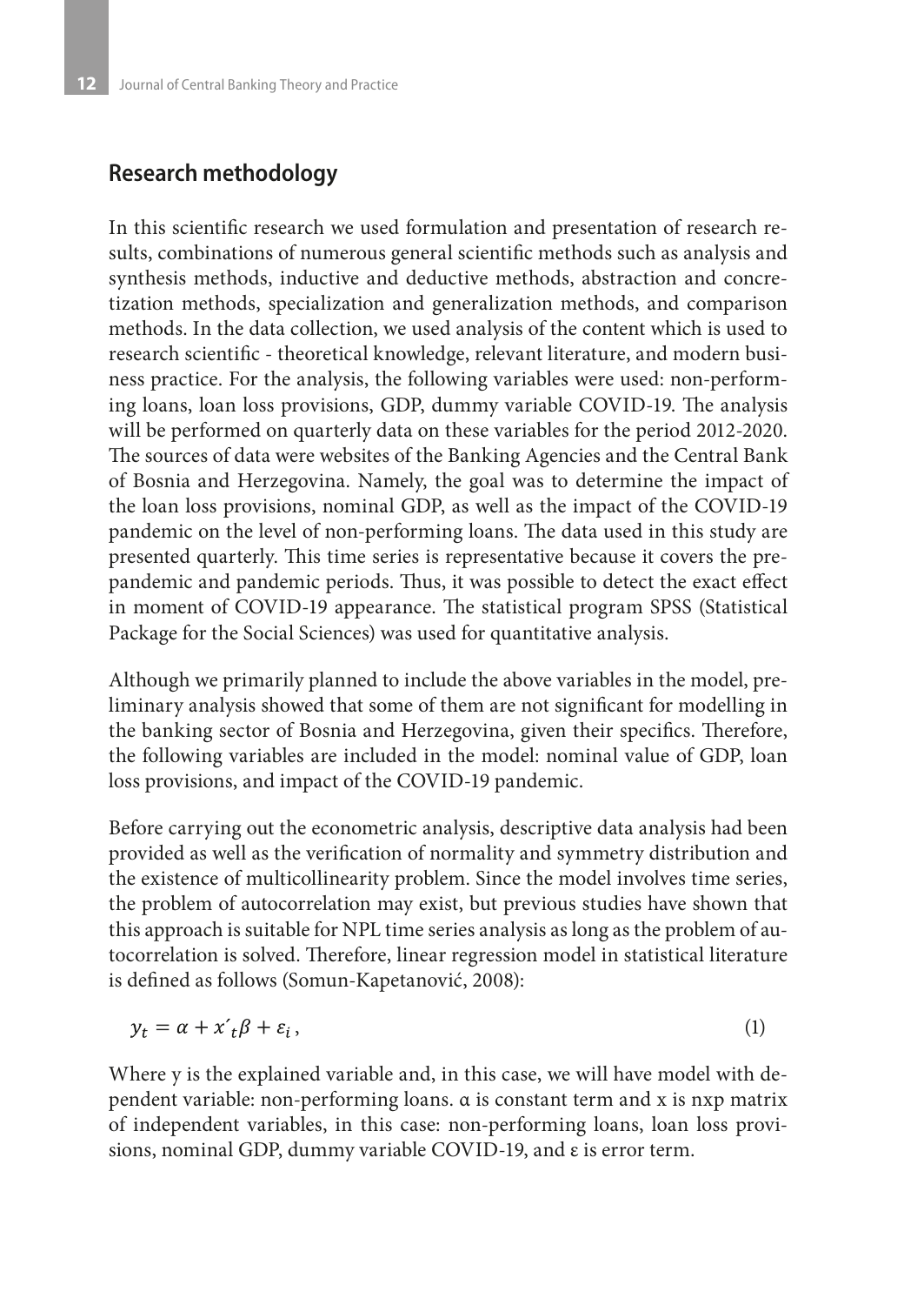## Research methodology

In this scientific research we used formulation and presentation of research results, combinations of numerous general scientific methods such as analysis and synthesis methods, inductive and deductive methods, abstraction and concretization methods, specialization and generalization methods, and comparison methods. In the data collection, we used analysis of the content which is used to research scientific - theoretical knowledge, relevant literature, and modern business practice. For the analysis, the following variables were used: non-performing loans, loan loss provisions, GDP, dummy variable COVID-19. The analysis will be performed on quarterly data on these variables for the period 2012-2020. The sources of data were websites of the Banking Agencies and the Central Bank of Bosnia and Herzegovina. Namely, the goal was to determine the impact of the loan loss provisions, nominal GDP, as well as the impact of the COVID-19 pandemic on the level of non-performing loans. The data used in this study are presented quarterly. This time series is representative because it covers the pre-pandemic and pandemic periods. Thus, it was possible to detect the exact effect in moment of COVID-19 appearance. The statistical program SPSS (Statistical Package for the Social Sciences) was used for quantitative analysis.

Although we primarily planned to include the above variables in the model, preliminary analysis showed that some of them are not significant for modelling in the banking sector of Bosnia and Herzegovina, given their specifics. Therefore, the following variables are included in the model: nominal value of GDP, loan loss provisions, and impact of the COVID-19 pandemic.

Before carrying out the econometric analysis, descriptive data analysis had been provided as well as the verification of normality and symmetry distribution and the existence of multicollinearity problem. Since the model involves time series, the problem of autocorrelation may exist, but previous studies have shown that this approach is suitable for NPL time series analysis as long as the problem of autocorrelation is solved. Therefore, linear regression model in statistical literature is defined as follows (Somun-Kapetanović, 2008):

$$y_t = \alpha + x'_t\beta + \varepsilon_i, \qquad (1)$$

Where y is the explained variable and, in this case, we will have model with dependent variable: non-performing loans. α is constant term and x is nxp matrix of independent variables, in this case: non-performing loans, loan loss provisions, nominal GDP, dummy variable COVID-19, and ε is error term.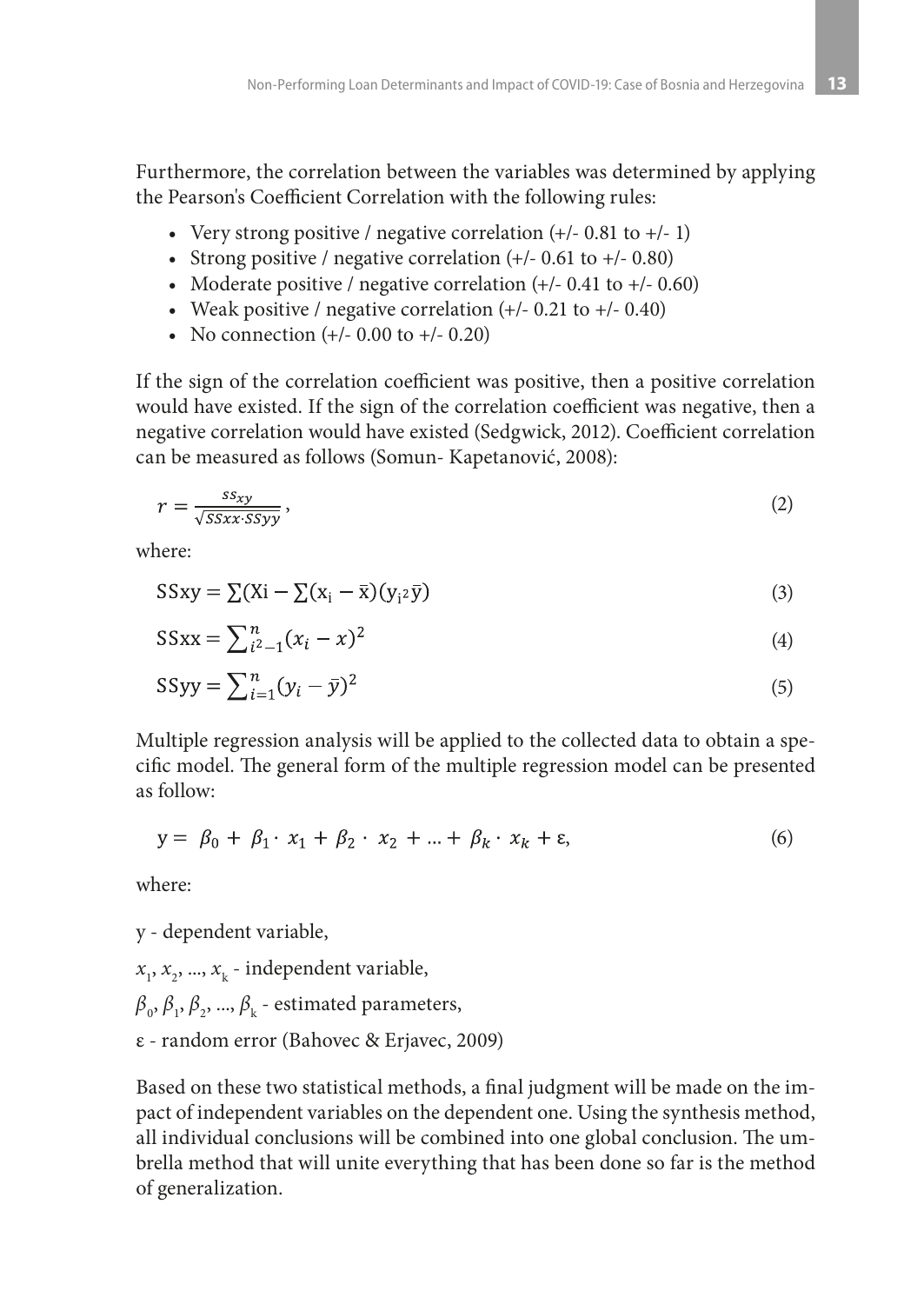Furthermore, the correlation between the variables was determined by applying the Pearson's Coefficient Correlation with the following rules:

- Very strong positive / negative correlation (+/- 0.81 to +/- 1)
- Strong positive / negative correlation (+/- 0.61 to +/- 0.80)
- Moderate positive / negative correlation (+/- 0.41 to +/- 0.60)
- Weak positive / negative correlation (+/- 0.21 to +/- 0.40)
- No connection (+/- 0.00 to +/- 0.20)

If the sign of the correlation coefficient was positive, then a positive correlation would have existed. If the sign of the correlation coefficient was negative, then a negative correlation would have existed (Sedgwick, 2012). Coefficient correlation can be measured as follows (Somun- Kapetanović, 2008):

$$r = \frac{ss_{xy}}{\sqrt{SSxx \cdot SSyy}}, \tag{2}$$

where:

$$\text{SSxy} = \sum(\text{Xi} - \sum(\text{x}_\text{i} - \bar{\text{x}})(\text{y}_{\text{i}^2}\bar{\text{y}}) \tag{3}$$

$$\text{SSxx} = \sum_{i^2-1}^{n}(x_i - x)^2 \tag{4}$$

$$\text{SSyy} = \sum_{i=1}^{n}(y_i - \bar{y})^2 \tag{5}$$

Multiple regression analysis will be applied to the collected data to obtain a specific model. The general form of the multiple regression model can be presented as follow:

$$\text{y} = \beta_0 + \beta_1 \cdot x_1 + \beta_2 \cdot x_2 + \dots + \beta_k \cdot x_k + \varepsilon, \tag{6}$$

where:

y - dependent variable,

$x_1, x_2, \dots, x_k$ - independent variable,

$\beta_0, \beta_1, \beta_2, \dots, \beta_k$ - estimated parameters,

ε - random error (Bahovec & Erjavec, 2009)

Based on these two statistical methods, a final judgment will be made on the impact of independent variables on the dependent one. Using the synthesis method, all individual conclusions will be combined into one global conclusion. The umbrella method that will unite everything that has been done so far is the method of generalization.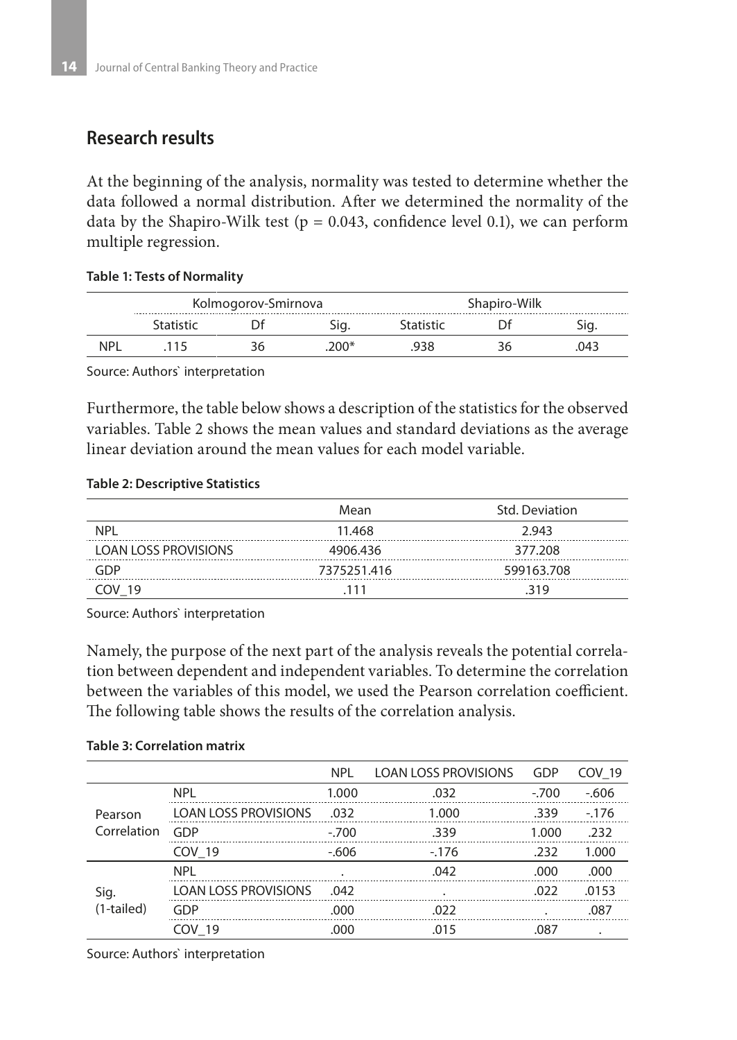## Research results

At the beginning of the analysis, normality was tested to determine whether the data followed a normal distribution. After we determined the normality of the data by the Shapiro-Wilk test (p = 0.043, confidence level 0.1), we can perform multiple regression.

**Table 1: Tests of Normality**

| | Kolmogorov-Smirnova | | | Shapiro-Wilk | | |
|---|---|---|---|---|---|---|
| | Statistic | Df | Sig. | Statistic | Df | Sig. |
| NPL | .115 | 36 | .200* | .938 | 36 | .043 |

Source: Authors` interpretation

Furthermore, the table below shows a description of the statistics for the observed variables. Table 2 shows the mean values and standard deviations as the average linear deviation around the mean values for each model variable.

**Table 2: Descriptive Statistics**

| | Mean | Std. Deviation |
|---|---|---|
| NPL | 11.468 | 2.943 |
| LOAN LOSS PROVISIONS | 4906.436 | 377.208 |
| GDP | 7375251.416 | 599163.708 |
| COV_19 | .111 | .319 |

Source: Authors` interpretation

Namely, the purpose of the next part of the analysis reveals the potential correlation between dependent and independent variables. To determine the correlation between the variables of this model, we used the Pearson correlation coefficient. The following table shows the results of the correlation analysis.

**Table 3: Correlation matrix**

| | | NPL | LOAN LOSS PROVISIONS | GDP | COV_19 |
|---|---|---|---|---|---|
| Pearson Correlation | NPL | 1.000 | .032 | -.700 | -.606 |
| | LOAN LOSS PROVISIONS | .032 | 1.000 | .339 | -.176 |
| | GDP | -.700 | .339 | 1.000 | .232 |
| | COV_19 | -.606 | -.176 | .232 | 1.000 |
| Sig. (1-tailed) | NPL | . | .042 | .000 | .000 |
| | LOAN LOSS PROVISIONS | .042 | . | .022 | .0153 |
| | GDP | .000 | .022 | . | .087 |
| | COV_19 | .000 | .015 | .087 | . |

Source: Authors` interpretation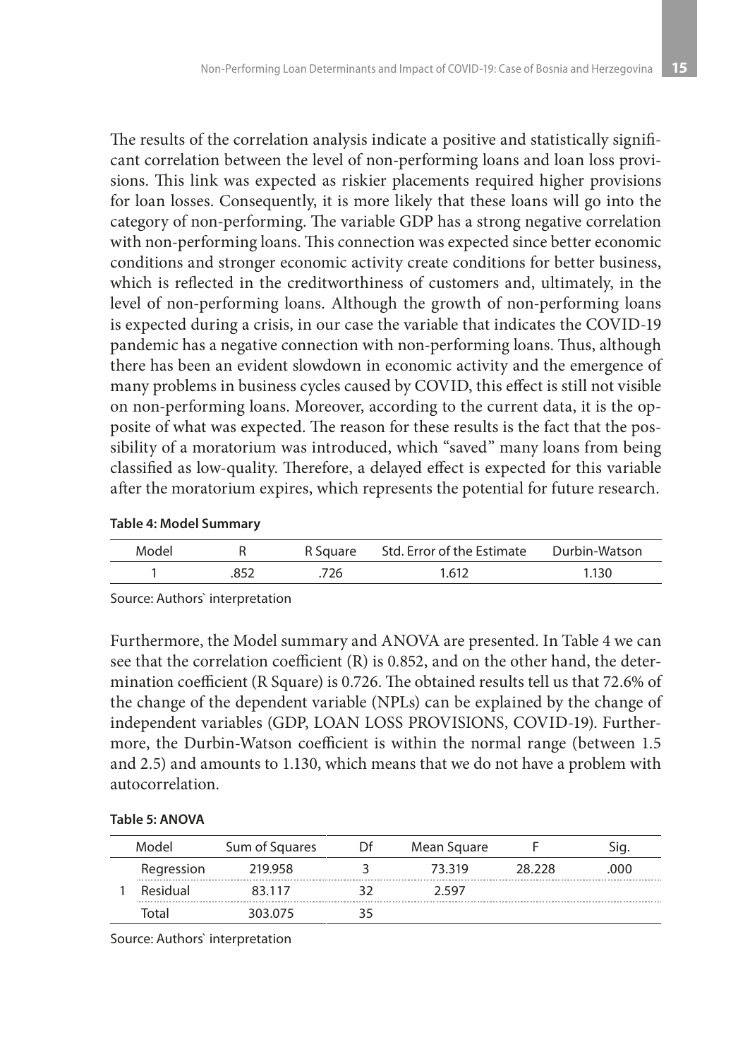The results of the correlation analysis indicate a positive and statistically significant correlation between the level of non-performing loans and loan loss provisions. This link was expected as riskier placements required higher provisions for loan losses. Consequently, it is more likely that these loans will go into the category of non-performing. The variable GDP has a strong negative correlation with non-performing loans. This connection was expected since better economic conditions and stronger economic activity create conditions for better business, which is reflected in the creditworthiness of customers and, ultimately, in the level of non-performing loans. Although the growth of non-performing loans is expected during a crisis, in our case the variable that indicates the COVID-19 pandemic has a negative connection with non-performing loans. Thus, although there has been an evident slowdown in economic activity and the emergence of many problems in business cycles caused by COVID, this effect is still not visible on non-performing loans. Moreover, according to the current data, it is the opposite of what was expected. The reason for these results is the fact that the possibility of a moratorium was introduced, which "saved" many loans from being classified as low-quality. Therefore, a delayed effect is expected for this variable after the moratorium expires, which represents the potential for future research.

**Table 4: Model Summary**

| Model | R | R Square | Std. Error of the Estimate | Durbin-Watson |
|---|---|---|---|---|
| 1 | .852 | .726 | 1.612 | 1.130 |

Source: Authors` interpretation

Furthermore, the Model summary and ANOVA are presented. In Table 4 we can see that the correlation coefficient (R) is 0.852, and on the other hand, the determination coefficient (R Square) is 0.726. The obtained results tell us that 72.6% of the change of the dependent variable (NPLs) can be explained by the change of independent variables (GDP, LOAN LOSS PROVISIONS, COVID-19). Furthermore, the Durbin-Watson coefficient is within the normal range (between 1.5 and 2.5) and amounts to 1.130, which means that we do not have a problem with autocorrelation.

**Table 5: ANOVA**

| Model | | Sum of Squares | Df | Mean Square | F | Sig. |
|---|---|---|---|---|---|---|
| 1 | Regression | 219.958 | 3 | 73.319 | 28.228 | .000 |
| | Residual | 83.117 | 32 | 2.597 | | |
| | Total | 303.075 | 35 | | | |

Source: Authors` interpretation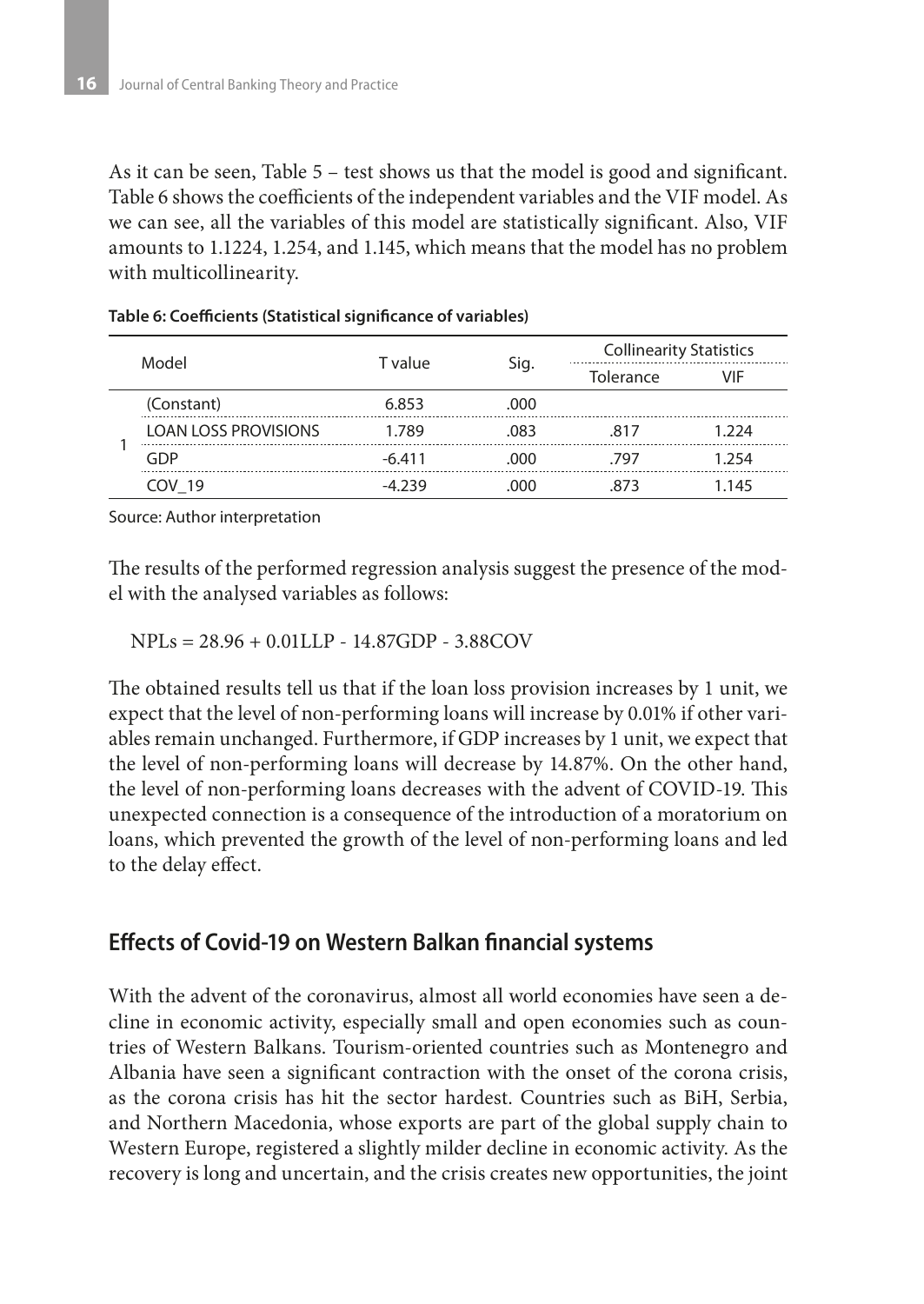As it can be seen, Table 5 – test shows us that the model is good and significant. Table 6 shows the coefficients of the independent variables and the VIF model. As we can see, all the variables of this model are statistically significant. Also, VIF amounts to 1.1224, 1.254, and 1.145, which means that the model has no problem with multicollinearity.

**Table 6: Coefficients (Statistical significance of variables)**

| Model | | T value | Sig. | Collinearity Statistics | |
|---|---|---|---|---|---|
| | | | | Tolerance | VIF |
| 1 | (Constant) | 6.853 | .000 | | |
| | LOAN LOSS PROVISIONS | 1.789 | .083 | .817 | 1.224 |
| | GDP | -6.411 | .000 | .797 | 1.254 |
| | COV_19 | -4.239 | .000 | .873 | 1.145 |

Source: Author interpretation

The results of the performed regression analysis suggest the presence of the model with the analysed variables as follows:

$$NPLs = 28.96 + 0.01LLP - 14.87GDP - 3.88COV$$

The obtained results tell us that if the loan loss provision increases by 1 unit, we expect that the level of non-performing loans will increase by 0.01% if other variables remain unchanged. Furthermore, if GDP increases by 1 unit, we expect that the level of non-performing loans will decrease by 14.87%. On the other hand, the level of non-performing loans decreases with the advent of COVID-19. This unexpected connection is a consequence of the introduction of a moratorium on loans, which prevented the growth of the level of non-performing loans and led to the delay effect.

## Effects of Covid-19 on Western Balkan financial systems

With the advent of the coronavirus, almost all world economies have seen a decline in economic activity, especially small and open economies such as countries of Western Balkans. Tourism-oriented countries such as Montenegro and Albania have seen a significant contraction with the onset of the corona crisis, as the corona crisis has hit the sector hardest. Countries such as BiH, Serbia, and Northern Macedonia, whose exports are part of the global supply chain to Western Europe, registered a slightly milder decline in economic activity. As the recovery is long and uncertain, and the crisis creates new opportunities, the joint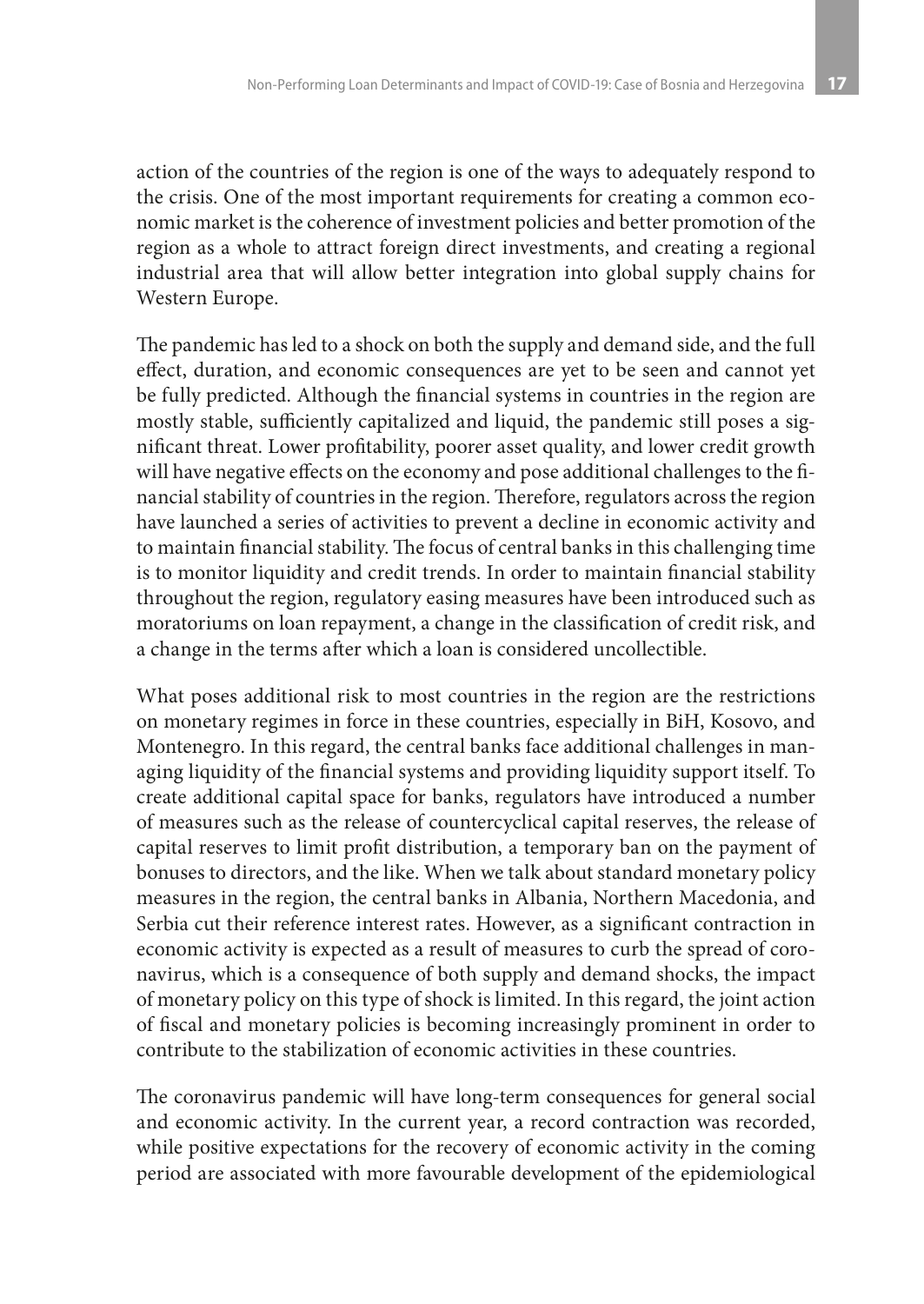action of the countries of the region is one of the ways to adequately respond to the crisis. One of the most important requirements for creating a common economic market is the coherence of investment policies and better promotion of the region as a whole to attract foreign direct investments, and creating a regional industrial area that will allow better integration into global supply chains for Western Europe.

The pandemic has led to a shock on both the supply and demand side, and the full effect, duration, and economic consequences are yet to be seen and cannot yet be fully predicted. Although the financial systems in countries in the region are mostly stable, sufficiently capitalized and liquid, the pandemic still poses a significant threat. Lower profitability, poorer asset quality, and lower credit growth will have negative effects on the economy and pose additional challenges to the financial stability of countries in the region. Therefore, regulators across the region have launched a series of activities to prevent a decline in economic activity and to maintain financial stability. The focus of central banks in this challenging time is to monitor liquidity and credit trends. In order to maintain financial stability throughout the region, regulatory easing measures have been introduced such as moratoriums on loan repayment, a change in the classification of credit risk, and a change in the terms after which a loan is considered uncollectible.

What poses additional risk to most countries in the region are the restrictions on monetary regimes in force in these countries, especially in BiH, Kosovo, and Montenegro. In this regard, the central banks face additional challenges in managing liquidity of the financial systems and providing liquidity support itself. To create additional capital space for banks, regulators have introduced a number of measures such as the release of countercyclical capital reserves, the release of capital reserves to limit profit distribution, a temporary ban on the payment of bonuses to directors, and the like. When we talk about standard monetary policy measures in the region, the central banks in Albania, Northern Macedonia, and Serbia cut their reference interest rates. However, as a significant contraction in economic activity is expected as a result of measures to curb the spread of coronavirus, which is a consequence of both supply and demand shocks, the impact of monetary policy on this type of shock is limited. In this regard, the joint action of fiscal and monetary policies is becoming increasingly prominent in order to contribute to the stabilization of economic activities in these countries.

The coronavirus pandemic will have long-term consequences for general social and economic activity. In the current year, a record contraction was recorded, while positive expectations for the recovery of economic activity in the coming period are associated with more favourable development of the epidemiological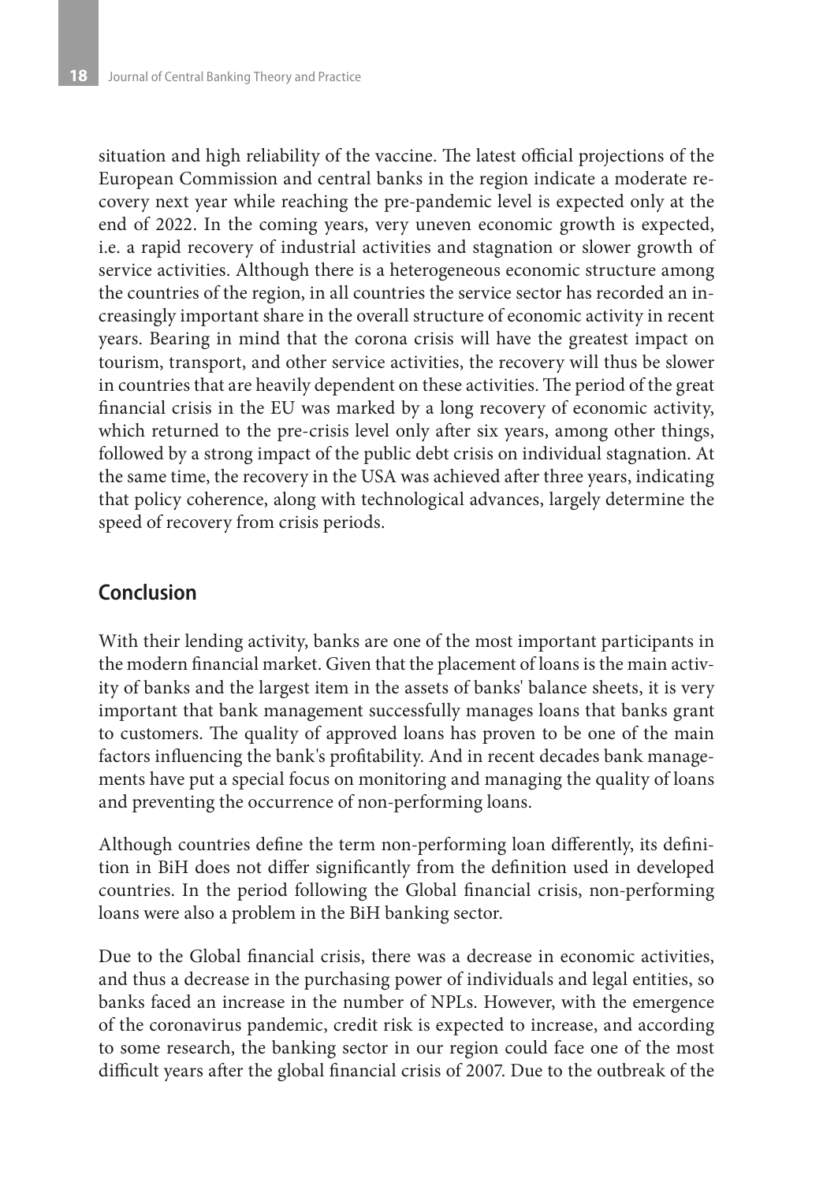situation and high reliability of the vaccine. The latest official projections of the European Commission and central banks in the region indicate a moderate recovery next year while reaching the pre-pandemic level is expected only at the end of 2022. In the coming years, very uneven economic growth is expected, i.e. a rapid recovery of industrial activities and stagnation or slower growth of service activities. Although there is a heterogeneous economic structure among the countries of the region, in all countries the service sector has recorded an increasingly important share in the overall structure of economic activity in recent years. Bearing in mind that the corona crisis will have the greatest impact on tourism, transport, and other service activities, the recovery will thus be slower in countries that are heavily dependent on these activities. The period of the great financial crisis in the EU was marked by a long recovery of economic activity, which returned to the pre-crisis level only after six years, among other things, followed by a strong impact of the public debt crisis on individual stagnation. At the same time, the recovery in the USA was achieved after three years, indicating that policy coherence, along with technological advances, largely determine the speed of recovery from crisis periods.

## Conclusion

With their lending activity, banks are one of the most important participants in the modern financial market. Given that the placement of loans is the main activity of banks and the largest item in the assets of banks' balance sheets, it is very important that bank management successfully manages loans that banks grant to customers. The quality of approved loans has proven to be one of the main factors influencing the bank's profitability. And in recent decades bank managements have put a special focus on monitoring and managing the quality of loans and preventing the occurrence of non-performing loans.

Although countries define the term non-performing loan differently, its definition in BiH does not differ significantly from the definition used in developed countries. In the period following the Global financial crisis, non-performing loans were also a problem in the BiH banking sector.

Due to the Global financial crisis, there was a decrease in economic activities, and thus a decrease in the purchasing power of individuals and legal entities, so banks faced an increase in the number of NPLs. However, with the emergence of the coronavirus pandemic, credit risk is expected to increase, and according to some research, the banking sector in our region could face one of the most difficult years after the global financial crisis of 2007. Due to the outbreak of the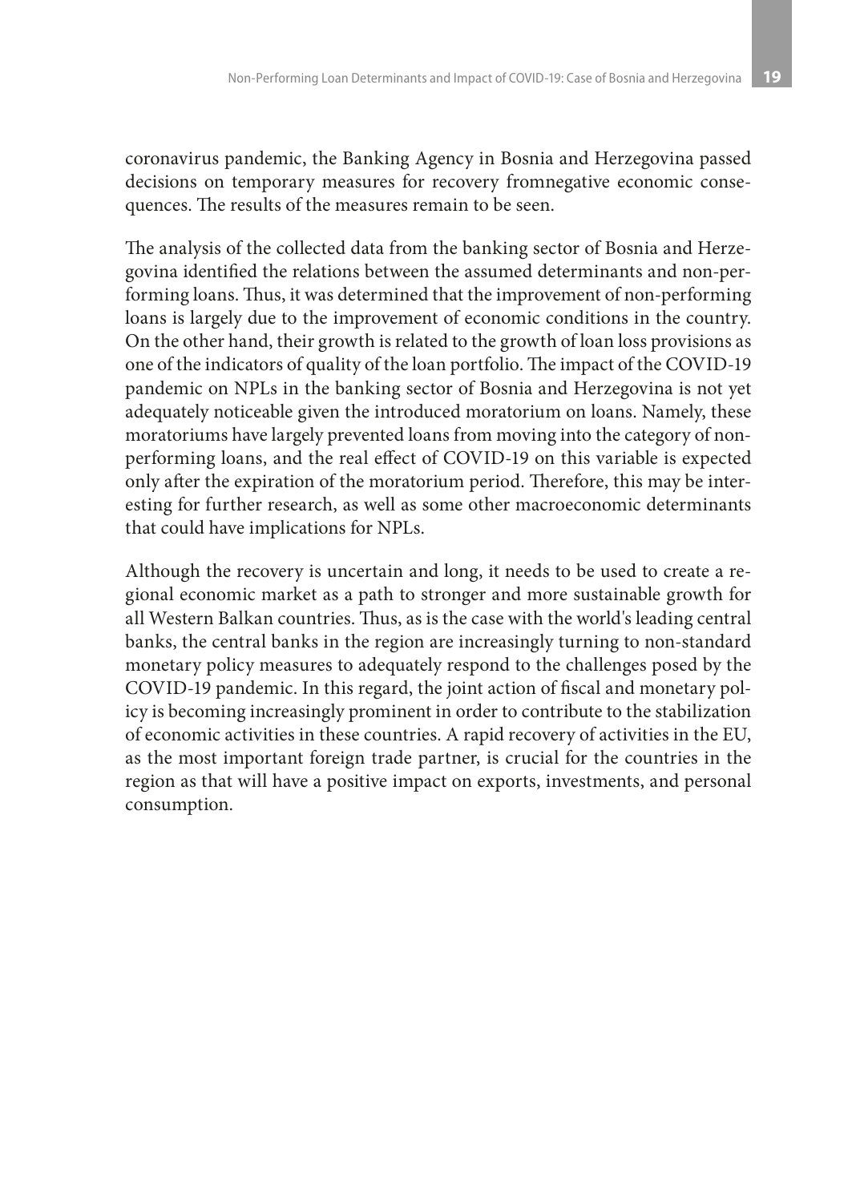coronavirus pandemic, the Banking Agency in Bosnia and Herzegovina passed decisions on temporary measures for recovery fromnegative economic consequences. The results of the measures remain to be seen.

The analysis of the collected data from the banking sector of Bosnia and Herzegovina identified the relations between the assumed determinants and non-performing loans. Thus, it was determined that the improvement of non-performing loans is largely due to the improvement of economic conditions in the country. On the other hand, their growth is related to the growth of loan loss provisions as one of the indicators of quality of the loan portfolio. The impact of the COVID-19 pandemic on NPLs in the banking sector of Bosnia and Herzegovina is not yet adequately noticeable given the introduced moratorium on loans. Namely, these moratoriums have largely prevented loans from moving into the category of non-performing loans, and the real effect of COVID-19 on this variable is expected only after the expiration of the moratorium period. Therefore, this may be interesting for further research, as well as some other macroeconomic determinants that could have implications for NPLs.

Although the recovery is uncertain and long, it needs to be used to create a regional economic market as a path to stronger and more sustainable growth for all Western Balkan countries. Thus, as is the case with the world's leading central banks, the central banks in the region are increasingly turning to non-standard monetary policy measures to adequately respond to the challenges posed by the COVID-19 pandemic. In this regard, the joint action of fiscal and monetary policy is becoming increasingly prominent in order to contribute to the stabilization of economic activities in these countries. A rapid recovery of activities in the EU, as the most important foreign trade partner, is crucial for the countries in the region as that will have a positive impact on exports, investments, and personal consumption.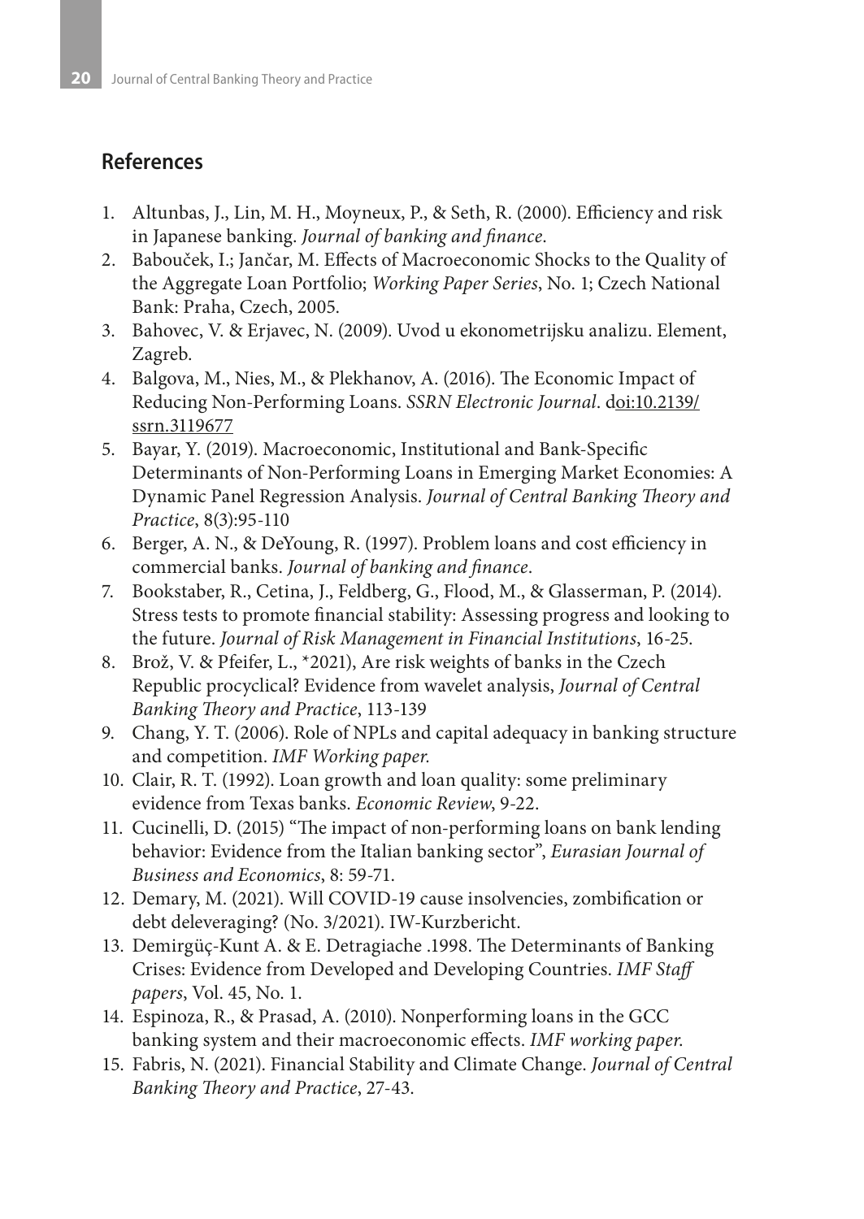## References

1. Altunbas, J., Lin, M. H., Moyneux, P., & Seth, R. (2000). Efficiency and risk in Japanese banking. *Journal of banking and finance*.
2. Babouček, I.; Jančar, M. Effects of Macroeconomic Shocks to the Quality of the Aggregate Loan Portfolio; *Working Paper Series*, No. 1; Czech National Bank: Praha, Czech, 2005.
3. Bahovec, V. & Erjavec, N. (2009). Uvod u ekonometrijsku analizu. Element, Zagreb.
4. Balgova, M., Nies, M., & Plekhanov, A. (2016). The Economic Impact of Reducing Non-Performing Loans. *SSRN Electronic Journal*. doi:10.2139/ssrn.3119677
5. Bayar, Y. (2019). Macroeconomic, Institutional and Bank-Specific Determinants of Non-Performing Loans in Emerging Market Economies: A Dynamic Panel Regression Analysis. *Journal of Central Banking Theory and Practice*, 8(3):95-110
6. Berger, A. N., & DeYoung, R. (1997). Problem loans and cost efficiency in commercial banks. *Journal of banking and finance*.
7. Bookstaber, R., Cetina, J., Feldberg, G., Flood, M., & Glasserman, P. (2014). Stress tests to promote financial stability: Assessing progress and looking to the future. *Journal of Risk Management in Financial Institutions*, 16-25.
8. Brož, V. & Pfeifer, L., *2021), Are risk weights of banks in the Czech Republic procyclical? Evidence from wavelet analysis, *Journal of Central Banking Theory and Practice*, 113-139
9. Chang, Y. T. (2006). Role of NPLs and capital adequacy in banking structure and competition. *IMF Working paper*.
10. Clair, R. T. (1992). Loan growth and loan quality: some preliminary evidence from Texas banks. *Economic Review*, 9-22.
11. Cucinelli, D. (2015) "The impact of non-performing loans on bank lending behavior: Evidence from the Italian banking sector", *Eurasian Journal of Business and Economics*, 8: 59-71.
12. Demary, M. (2021). Will COVID-19 cause insolvencies, zombification or debt deleveraging? (No. 3/2021). IW-Kurzbericht.
13. Demirgüç-Kunt A. & E. Detragiache .1998. The Determinants of Banking Crises: Evidence from Developed and Developing Countries. *IMF Staff papers*, Vol. 45, No. 1.
14. Espinoza, R., & Prasad, A. (2010). Nonperforming loans in the GCC banking system and their macroeconomic effects. *IMF working paper*.
15. Fabris, N. (2021). Financial Stability and Climate Change. *Journal of Central Banking Theory and Practice*, 27-43.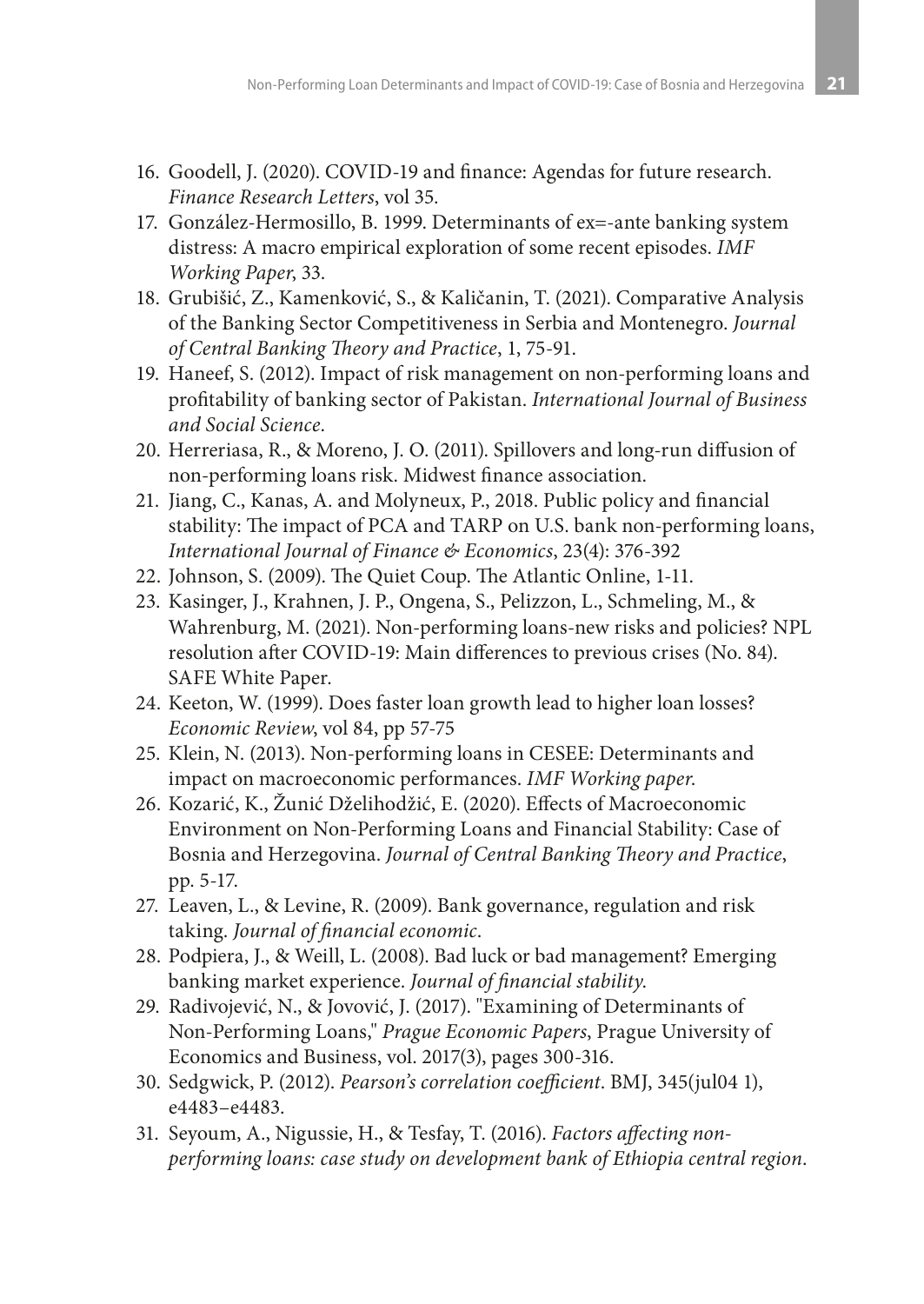16. Goodell, J. (2020). COVID-19 and finance: Agendas for future research. *Finance Research Letters*, vol 35.
17. González-Hermosillo, B. 1999. Determinants of ex=-ante banking system distress: A macro empirical exploration of some recent episodes. *IMF Working Paper*, 33.
18. Grubišić, Z., Kamenković, S., & Kaličanin, T. (2021). Comparative Analysis of the Banking Sector Competitiveness in Serbia and Montenegro. *Journal of Central Banking Theory and Practice*, 1, 75-91.
19. Haneef, S. (2012). Impact of risk management on non-performing loans and profitability of banking sector of Pakistan. *International Journal of Business and Social Science*.
20. Herreriasa, R., & Moreno, J. O. (2011). Spillovers and long-run diffusion of non-performing loans risk. Midwest finance association.
21. Jiang, C., Kanas, A. and Molyneux, P., 2018. Public policy and financial stability: The impact of PCA and TARP on U.S. bank non-performing loans, *International Journal of Finance & Economics*, 23(4): 376-392
22. Johnson, S. (2009). The Quiet Coup. The Atlantic Online, 1-11.
23. Kasinger, J., Krahnen, J. P., Ongena, S., Pelizzon, L., Schmeling, M., & Wahrenburg, M. (2021). Non-performing loans-new risks and policies? NPL resolution after COVID-19: Main differences to previous crises (No. 84). SAFE White Paper.
24. Keeton, W. (1999). Does faster loan growth lead to higher loan losses? *Economic Review*, vol 84, pp 57-75
25. Klein, N. (2013). Non-performing loans in CESEE: Determinants and impact on macroeconomic performances. *IMF Working paper*.
26. Kozarić, K., Žunić Dželihodžić, E. (2020). Effects of Macroeconomic Environment on Non-Performing Loans and Financial Stability: Case of Bosnia and Herzegovina. *Journal of Central Banking Theory and Practice*, pp. 5-17.
27. Leaven, L., & Levine, R. (2009). Bank governance, regulation and risk taking. *Journal of financial economic*.
28. Podpiera, J., & Weill, L. (2008). Bad luck or bad management? Emerging banking market experience. *Journal of financial stability*.
29. Radivojević, N., & Jovović, J. (2017). "Examining of Determinants of Non-Performing Loans," *Prague Economic Papers*, Prague University of Economics and Business, vol. 2017(3), pages 300-316.
30. Sedgwick, P. (2012). *Pearson's correlation coefficient*. BMJ, 345(jul04 1), e4483–e4483.
31. Seyoum, A., Nigussie, H., & Tesfay, T. (2016). *Factors affecting non-performing loans: case study on development bank of Ethiopia central region*.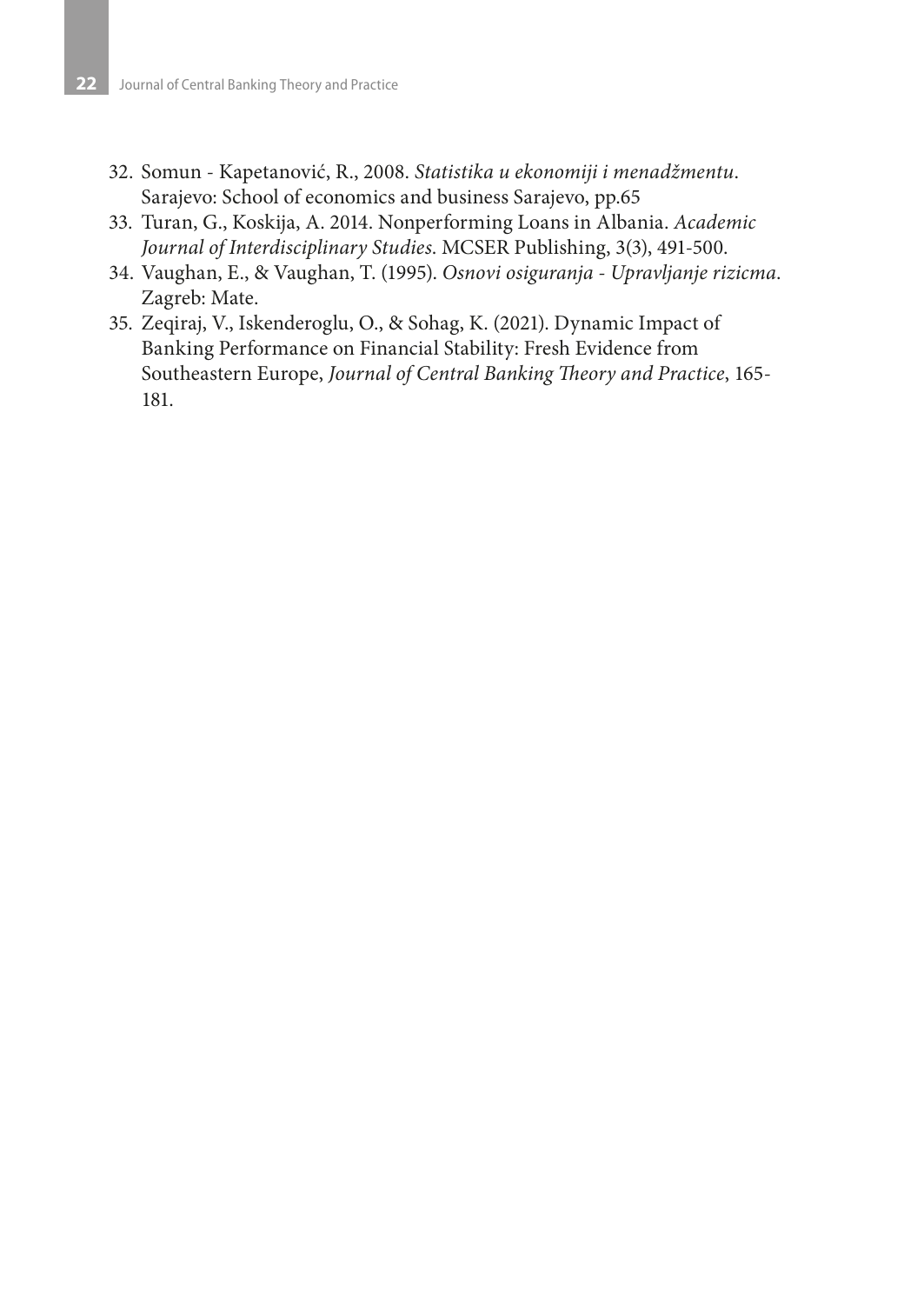32. Somun - Kapetanović, R., 2008. *Statistika u ekonomiji i menadžmentu*. Sarajevo: School of economics and business Sarajevo, pp.65
33. Turan, G., Koskija, A. 2014. Nonperforming Loans in Albania. *Academic Journal of Interdisciplinary Studies*. MCSER Publishing, 3(3), 491-500.
34. Vaughan, E., & Vaughan, T. (1995). *Osnovi osiguranja - Upravljanje rizicma*. Zagreb: Mate.
35. Zeqiraj, V., Iskenderoglu, O., & Sohag, K. (2021). Dynamic Impact of Banking Performance on Financial Stability: Fresh Evidence from Southeastern Europe, *Journal of Central Banking Theory and Practice*, 165-181.